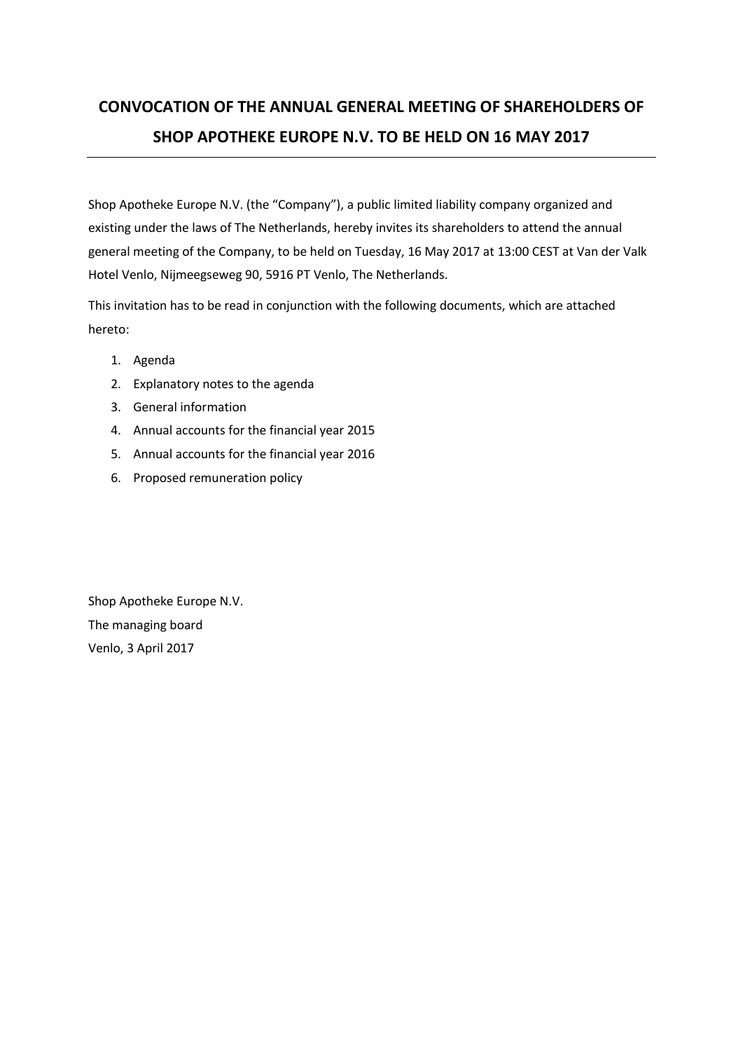# CONVOCATION OF THE ANNUAL GENERAL MEETING OF SHAREHOLDERS OF SHOP APOTHEKE EUROPE N.V. TO BE HELD ON 16 MAY 2017

---

Shop Apotheke Europe N.V. (the "Company"), a public limited liability company organized and existing under the laws of The Netherlands, hereby invites its shareholders to attend the annual general meeting of the Company, to be held on Tuesday, 16 May 2017 at 13:00 CEST at Van der Valk Hotel Venlo, Nijmeegseweg 90, 5916 PT Venlo, The Netherlands.

This invitation has to be read in conjunction with the following documents, which are attached hereto:

1. Agenda
2. Explanatory notes to the agenda
3. General information
4. Annual accounts for the financial year 2015
5. Annual accounts for the financial year 2016
6. Proposed remuneration policy

Shop Apotheke Europe N.V.
The managing board
Venlo, 3 April 2017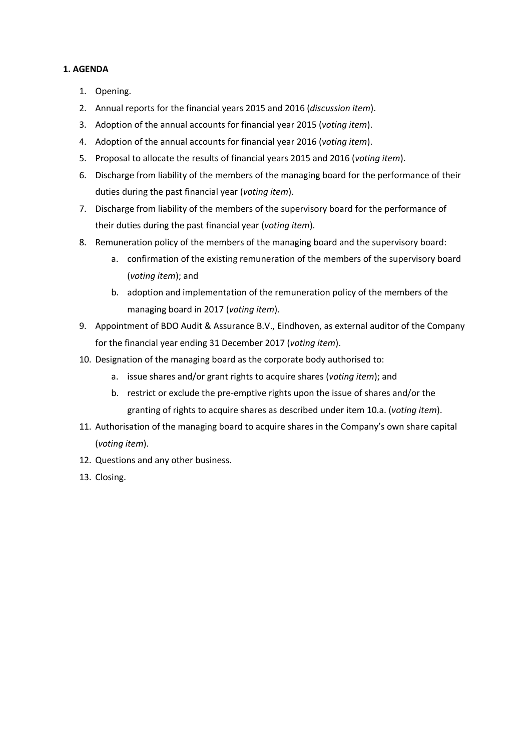**1. AGENDA**

1. Opening.
2. Annual reports for the financial years 2015 and 2016 (*discussion item*).
3. Adoption of the annual accounts for financial year 2015 (*voting item*).
4. Adoption of the annual accounts for financial year 2016 (*voting item*).
5. Proposal to allocate the results of financial years 2015 and 2016 (*voting item*).
6. Discharge from liability of the members of the managing board for the performance of their duties during the past financial year (*voting item*).
7. Discharge from liability of the members of the supervisory board for the performance of their duties during the past financial year (*voting item*).
8. Remuneration policy of the members of the managing board and the supervisory board:
    a. confirmation of the existing remuneration of the members of the supervisory board (*voting item*); and
    b. adoption and implementation of the remuneration policy of the members of the managing board in 2017 (*voting item*).
9. Appointment of BDO Audit & Assurance B.V., Eindhoven, as external auditor of the Company for the financial year ending 31 December 2017 (*voting item*).
10. Designation of the managing board as the corporate body authorised to:
    a. issue shares and/or grant rights to acquire shares (*voting item*); and
    b. restrict or exclude the pre-emptive rights upon the issue of shares and/or the granting of rights to acquire shares as described under item 10.a. (*voting item*).
11. Authorisation of the managing board to acquire shares in the Company's own share capital (*voting item*).
12. Questions and any other business.
13. Closing.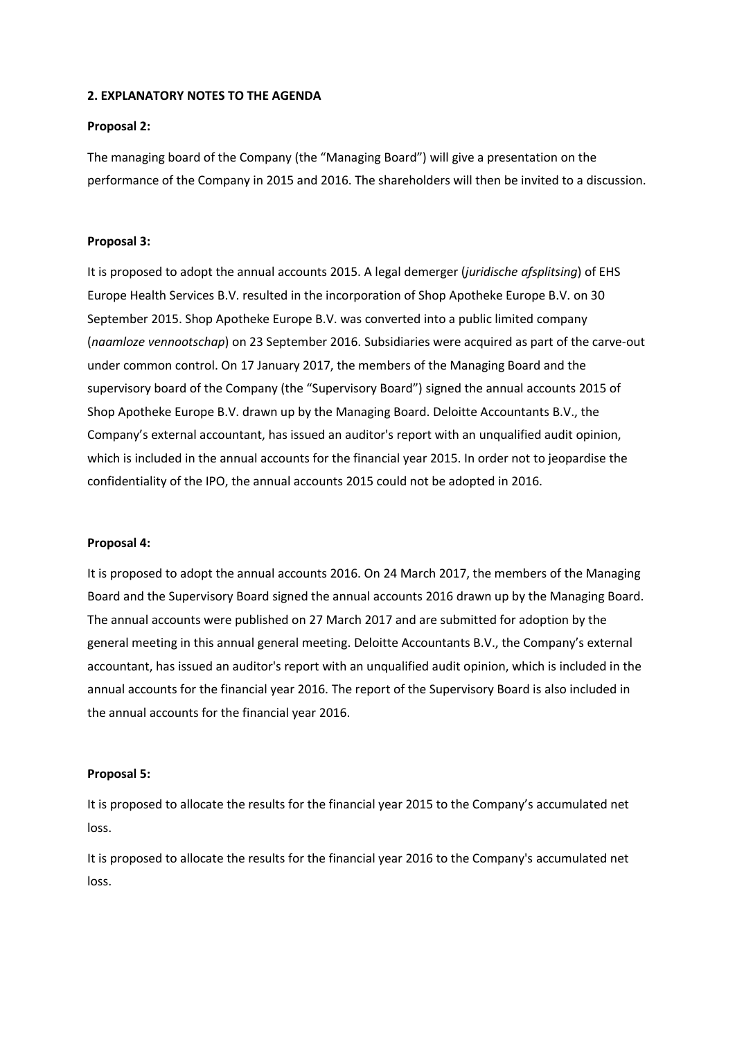## 2. EXPLANATORY NOTES TO THE AGENDA

### Proposal 2:

The managing board of the Company (the "Managing Board") will give a presentation on the performance of the Company in 2015 and 2016. The shareholders will then be invited to a discussion.

### Proposal 3:

It is proposed to adopt the annual accounts 2015. A legal demerger (*juridische afsplitsing*) of EHS Europe Health Services B.V. resulted in the incorporation of Shop Apotheke Europe B.V. on 30 September 2015. Shop Apotheke Europe B.V. was converted into a public limited company (*naamloze vennootschap*) on 23 September 2016. Subsidiaries were acquired as part of the carve-out under common control. On 17 January 2017, the members of the Managing Board and the supervisory board of the Company (the "Supervisory Board") signed the annual accounts 2015 of Shop Apotheke Europe B.V. drawn up by the Managing Board. Deloitte Accountants B.V., the Company's external accountant, has issued an auditor's report with an unqualified audit opinion, which is included in the annual accounts for the financial year 2015. In order not to jeopardise the confidentiality of the IPO, the annual accounts 2015 could not be adopted in 2016.

### Proposal 4:

It is proposed to adopt the annual accounts 2016. On 24 March 2017, the members of the Managing Board and the Supervisory Board signed the annual accounts 2016 drawn up by the Managing Board. The annual accounts were published on 27 March 2017 and are submitted for adoption by the general meeting in this annual general meeting. Deloitte Accountants B.V., the Company's external accountant, has issued an auditor's report with an unqualified audit opinion, which is included in the annual accounts for the financial year 2016. The report of the Supervisory Board is also included in the annual accounts for the financial year 2016.

### Proposal 5:

It is proposed to allocate the results for the financial year 2015 to the Company's accumulated net loss.

It is proposed to allocate the results for the financial year 2016 to the Company's accumulated net loss.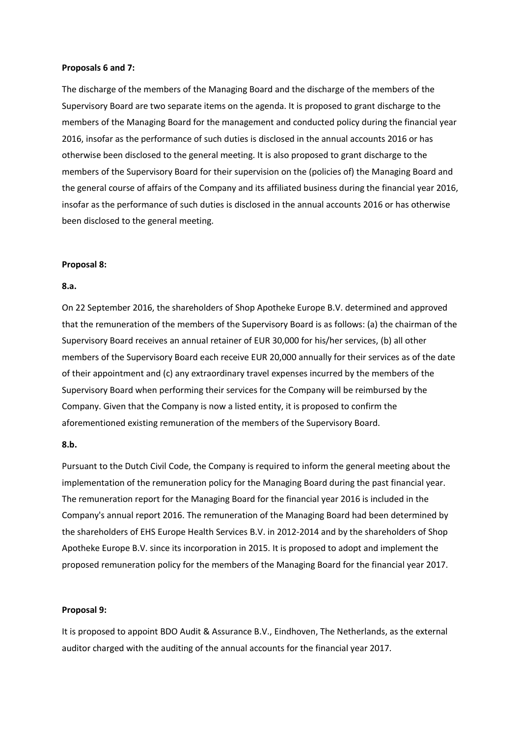**Proposals 6 and 7:**

The discharge of the members of the Managing Board and the discharge of the members of the Supervisory Board are two separate items on the agenda. It is proposed to grant discharge to the members of the Managing Board for the management and conducted policy during the financial year 2016, insofar as the performance of such duties is disclosed in the annual accounts 2016 or has otherwise been disclosed to the general meeting. It is also proposed to grant discharge to the members of the Supervisory Board for their supervision on the (policies of) the Managing Board and the general course of affairs of the Company and its affiliated business during the financial year 2016, insofar as the performance of such duties is disclosed in the annual accounts 2016 or has otherwise been disclosed to the general meeting.

**Proposal 8:**

**8.a.**

On 22 September 2016, the shareholders of Shop Apotheke Europe B.V. determined and approved that the remuneration of the members of the Supervisory Board is as follows: (a) the chairman of the Supervisory Board receives an annual retainer of EUR 30,000 for his/her services, (b) all other members of the Supervisory Board each receive EUR 20,000 annually for their services as of the date of their appointment and (c) any extraordinary travel expenses incurred by the members of the Supervisory Board when performing their services for the Company will be reimbursed by the Company. Given that the Company is now a listed entity, it is proposed to confirm the aforementioned existing remuneration of the members of the Supervisory Board.

**8.b.**

Pursuant to the Dutch Civil Code, the Company is required to inform the general meeting about the implementation of the remuneration policy for the Managing Board during the past financial year. The remuneration report for the Managing Board for the financial year 2016 is included in the Company's annual report 2016. The remuneration of the Managing Board had been determined by the shareholders of EHS Europe Health Services B.V. in 2012-2014 and by the shareholders of Shop Apotheke Europe B.V. since its incorporation in 2015. It is proposed to adopt and implement the proposed remuneration policy for the members of the Managing Board for the financial year 2017.

**Proposal 9:**

It is proposed to appoint BDO Audit & Assurance B.V., Eindhoven, The Netherlands, as the external auditor charged with the auditing of the annual accounts for the financial year 2017.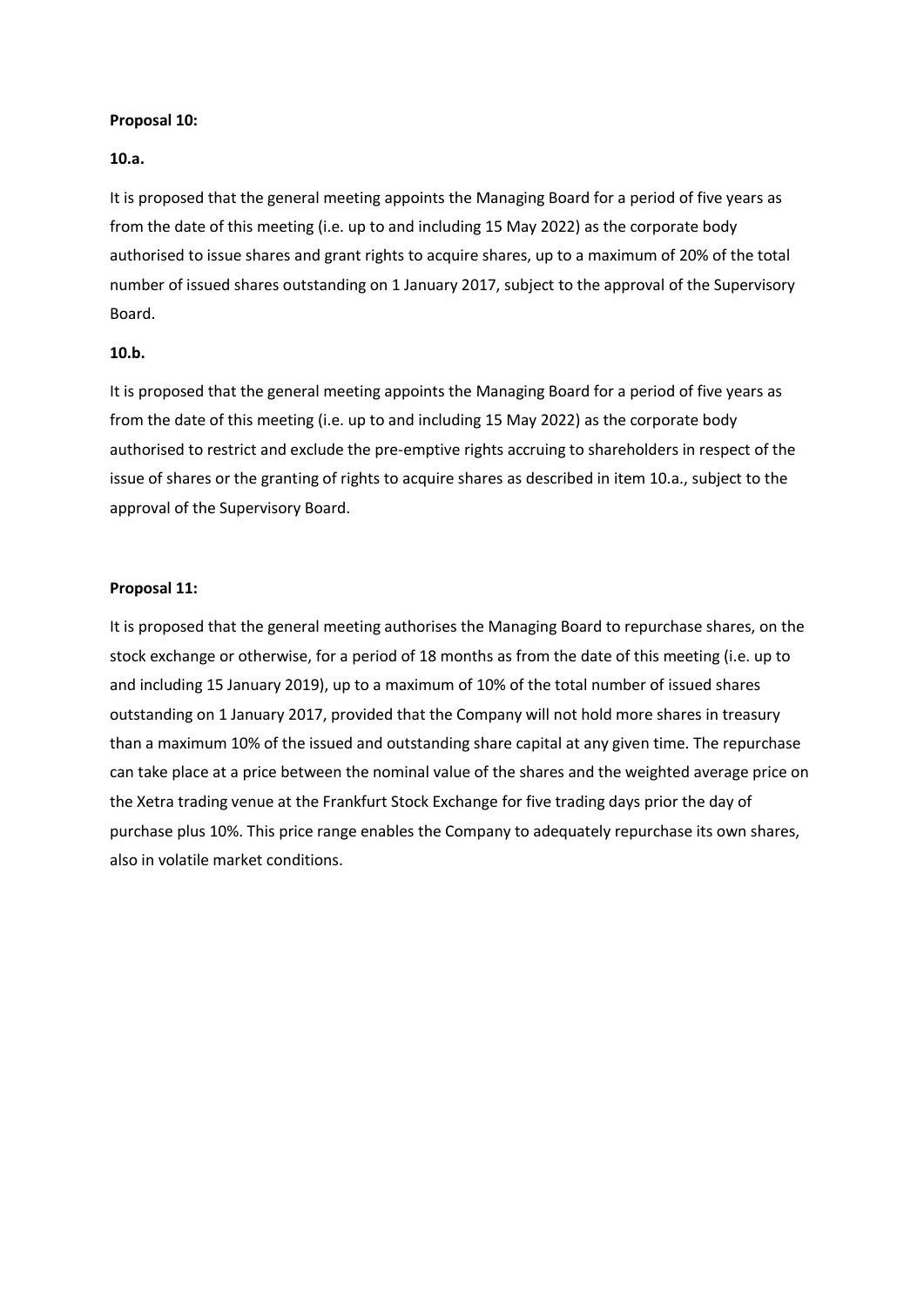**Proposal 10:**

**10.a.**

It is proposed that the general meeting appoints the Managing Board for a period of five years as from the date of this meeting (i.e. up to and including 15 May 2022) as the corporate body authorised to issue shares and grant rights to acquire shares, up to a maximum of 20% of the total number of issued shares outstanding on 1 January 2017, subject to the approval of the Supervisory Board.

**10.b.**

It is proposed that the general meeting appoints the Managing Board for a period of five years as from the date of this meeting (i.e. up to and including 15 May 2022) as the corporate body authorised to restrict and exclude the pre-emptive rights accruing to shareholders in respect of the issue of shares or the granting of rights to acquire shares as described in item 10.a., subject to the approval of the Supervisory Board.

**Proposal 11:**

It is proposed that the general meeting authorises the Managing Board to repurchase shares, on the stock exchange or otherwise, for a period of 18 months as from the date of this meeting (i.e. up to and including 15 January 2019), up to a maximum of 10% of the total number of issued shares outstanding on 1 January 2017, provided that the Company will not hold more shares in treasury than a maximum 10% of the issued and outstanding share capital at any given time. The repurchase can take place at a price between the nominal value of the shares and the weighted average price on the Xetra trading venue at the Frankfurt Stock Exchange for five trading days prior the day of purchase plus 10%. This price range enables the Company to adequately repurchase its own shares, also in volatile market conditions.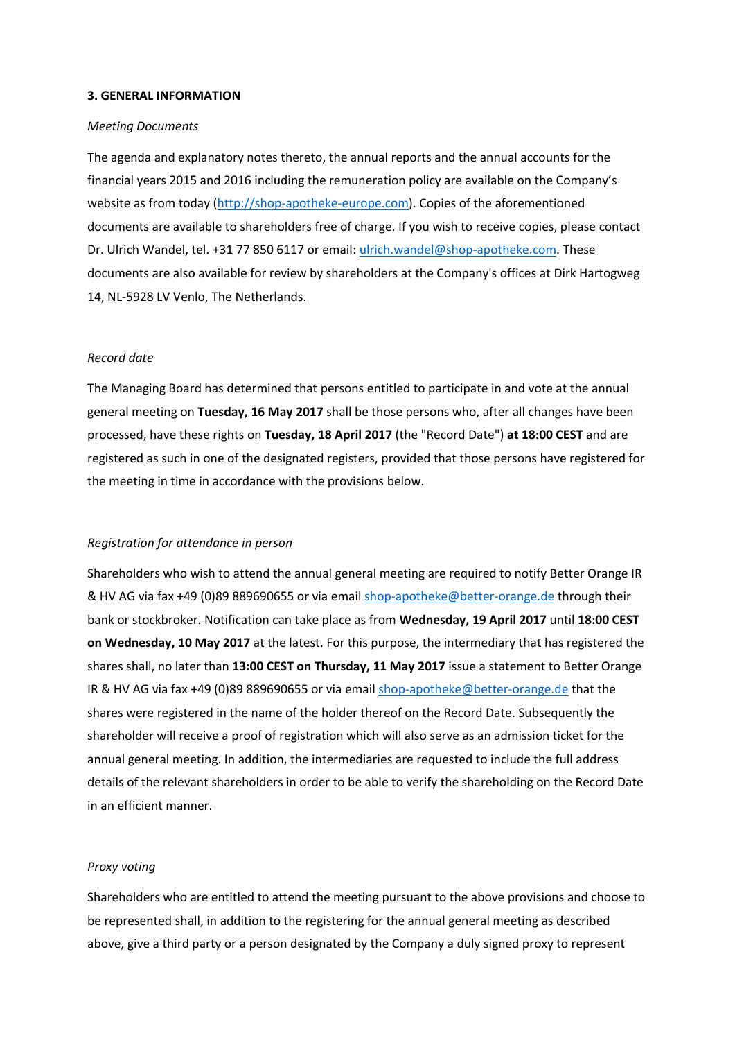### 3. GENERAL INFORMATION

*Meeting Documents*

The agenda and explanatory notes thereto, the annual reports and the annual accounts for the financial years 2015 and 2016 including the remuneration policy are available on the Company's website as from today (http://shop-apotheke-europe.com). Copies of the aforementioned documents are available to shareholders free of charge. If you wish to receive copies, please contact Dr. Ulrich Wandel, tel. +31 77 850 6117 or email: ulrich.wandel@shop-apotheke.com. These documents are also available for review by shareholders at the Company's offices at Dirk Hartogweg 14, NL-5928 LV Venlo, The Netherlands.

*Record date*

The Managing Board has determined that persons entitled to participate in and vote at the annual general meeting on **Tuesday, 16 May 2017** shall be those persons who, after all changes have been processed, have these rights on **Tuesday, 18 April 2017** (the "Record Date") **at 18:00 CEST** and are registered as such in one of the designated registers, provided that those persons have registered for the meeting in time in accordance with the provisions below.

*Registration for attendance in person*

Shareholders who wish to attend the annual general meeting are required to notify Better Orange IR & HV AG via fax +49 (0)89 889690655 or via email shop-apotheke@better-orange.de through their bank or stockbroker. Notification can take place as from **Wednesday, 19 April 2017** until **18:00 CEST on Wednesday, 10 May 2017** at the latest. For this purpose, the intermediary that has registered the shares shall, no later than **13:00 CEST on Thursday, 11 May 2017** issue a statement to Better Orange IR & HV AG via fax +49 (0)89 889690655 or via email shop-apotheke@better-orange.de that the shares were registered in the name of the holder thereof on the Record Date. Subsequently the shareholder will receive a proof of registration which will also serve as an admission ticket for the annual general meeting. In addition, the intermediaries are requested to include the full address details of the relevant shareholders in order to be able to verify the shareholding on the Record Date in an efficient manner.

*Proxy voting*

Shareholders who are entitled to attend the meeting pursuant to the above provisions and choose to be represented shall, in addition to the registering for the annual general meeting as described above, give a third party or a person designated by the Company a duly signed proxy to represent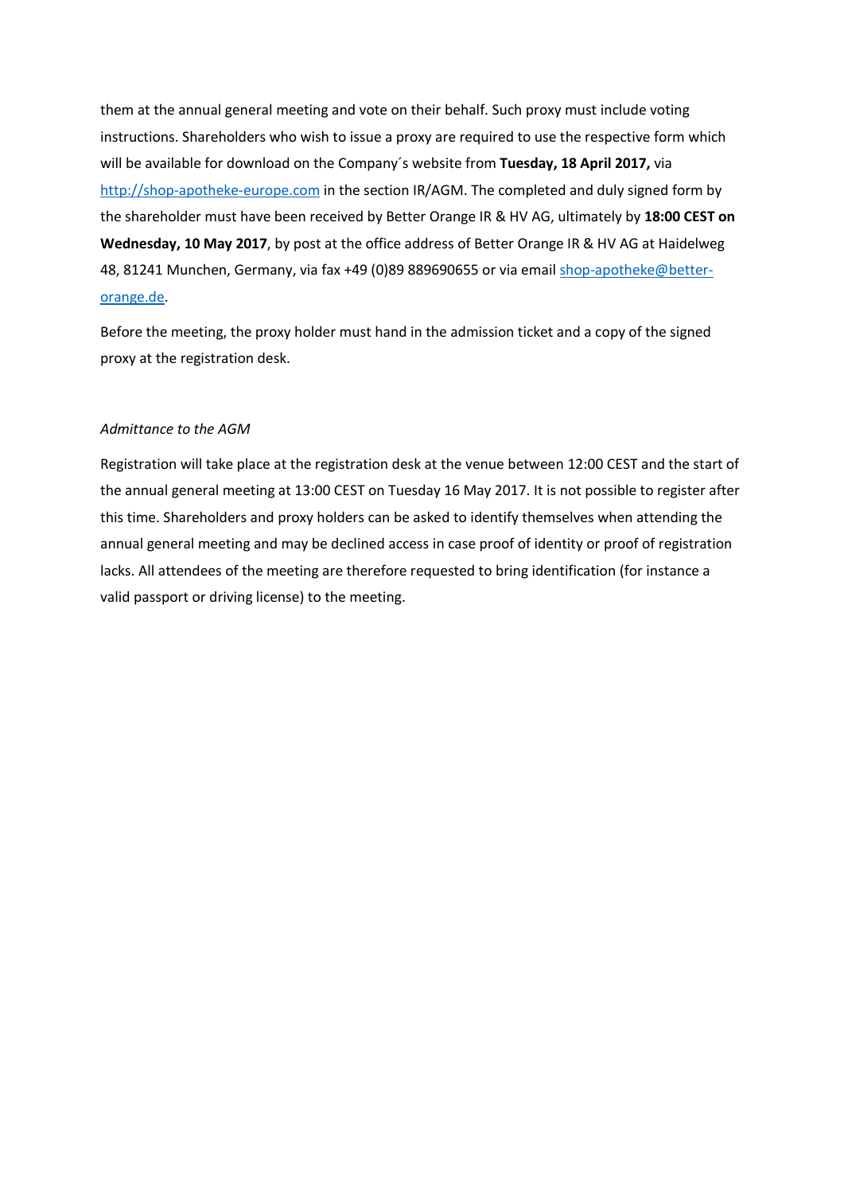them at the annual general meeting and vote on their behalf. Such proxy must include voting instructions. Shareholders who wish to issue a proxy are required to use the respective form which will be available for download on the Company´s website from **Tuesday, 18 April 2017,** via http://shop-apotheke-europe.com in the section IR/AGM. The completed and duly signed form by the shareholder must have been received by Better Orange IR & HV AG, ultimately by **18:00 CEST on Wednesday, 10 May 2017**, by post at the office address of Better Orange IR & HV AG at Haidelweg 48, 81241 Munchen, Germany, via fax +49 (0)89 889690655 or via email shop-apotheke@better-orange.de.

Before the meeting, the proxy holder must hand in the admission ticket and a copy of the signed proxy at the registration desk.

*Admittance to the AGM*

Registration will take place at the registration desk at the venue between 12:00 CEST and the start of the annual general meeting at 13:00 CEST on Tuesday 16 May 2017. It is not possible to register after this time. Shareholders and proxy holders can be asked to identify themselves when attending the annual general meeting and may be declined access in case proof of identity or proof of registration lacks. All attendees of the meeting are therefore requested to bring identification (for instance a valid passport or driving license) to the meeting.